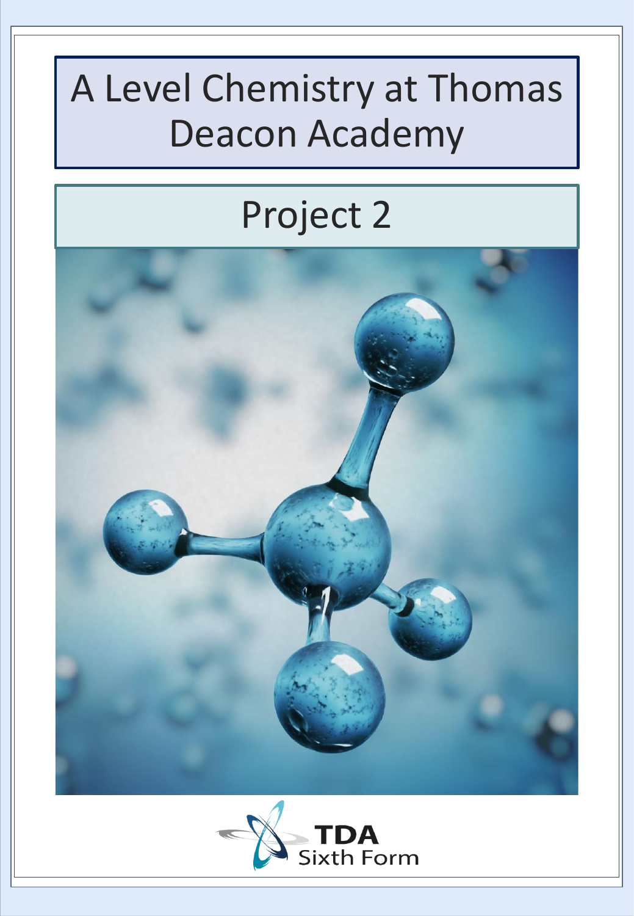# A Level Chemistry at Thomas Deacon Academy

## Project 2

TDA Sixth Form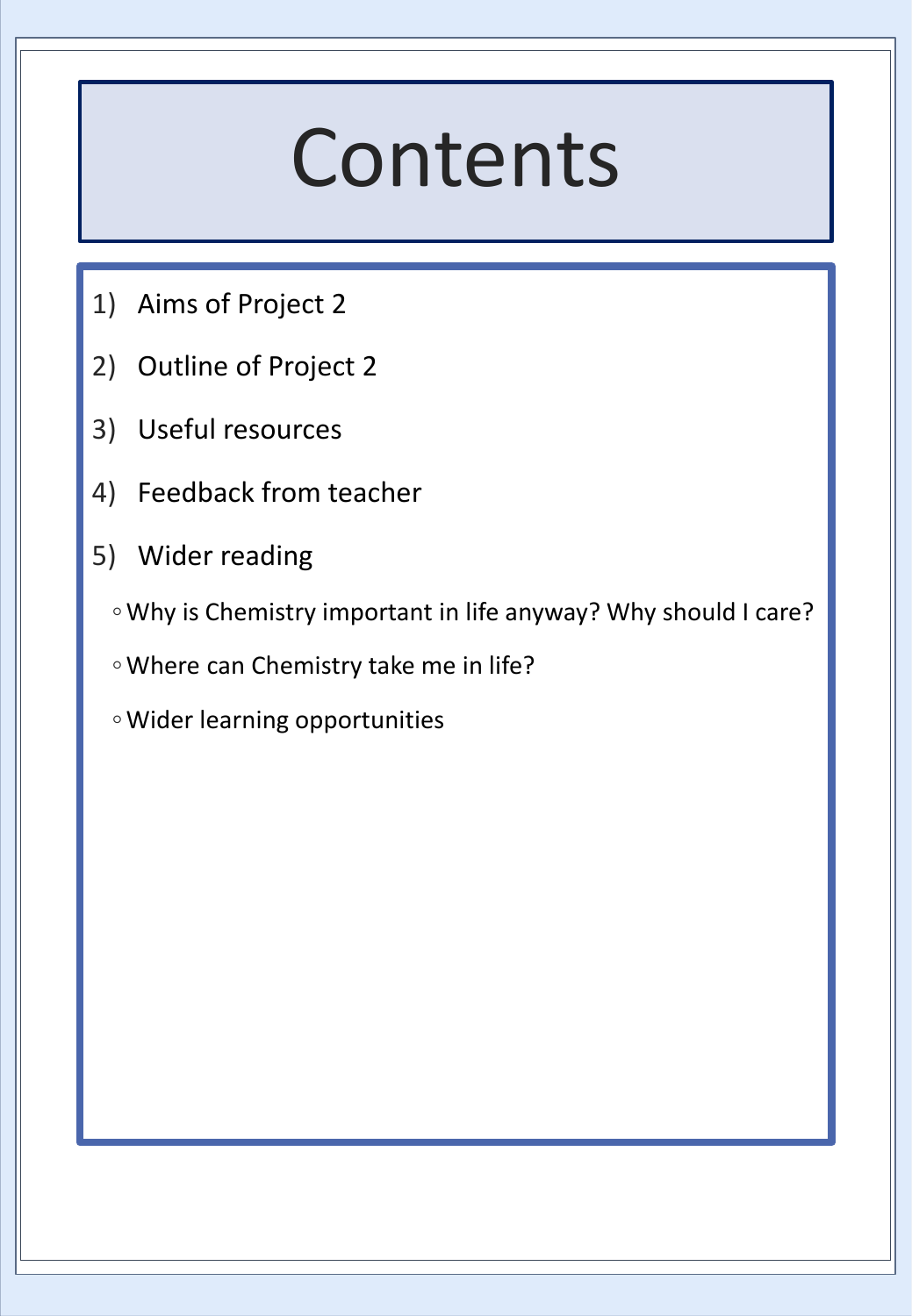# Contents

1) Aims of Project 2
2) Outline of Project 2
3) Useful resources
4) Feedback from teacher
5) Wider reading
    - Why is Chemistry important in life anyway? Why should I care?
    - Where can Chemistry take me in life?
    - Wider learning opportunities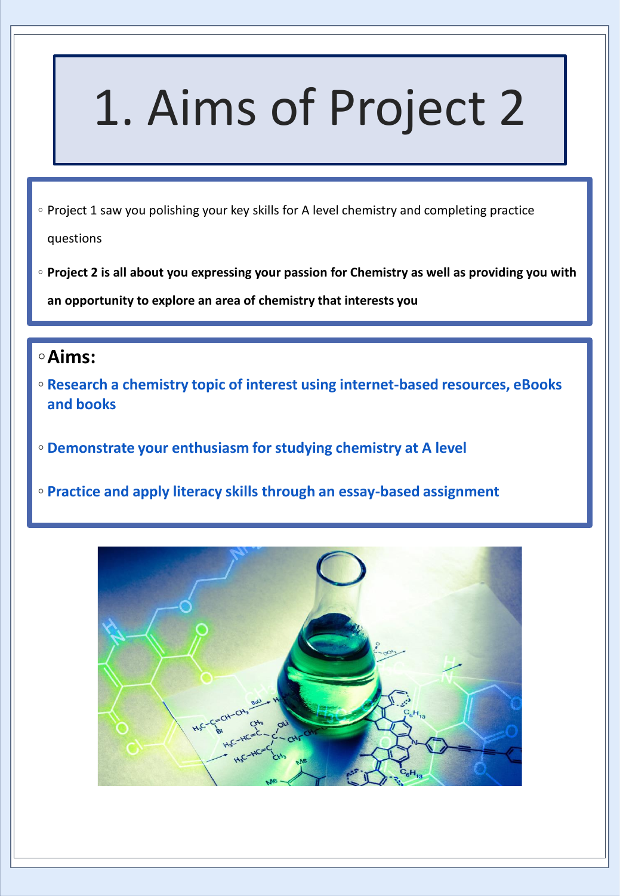# 1. Aims of Project 2

- Project 1 saw you polishing your key skills for A level chemistry and completing practice questions
- **Project 2 is all about you expressing your passion for Chemistry as well as providing you with an opportunity to explore an area of chemistry that interests you**

- **Aims:**
- **Research a chemistry topic of interest using internet-based resources, eBooks and books**
- **Demonstrate your enthusiasm for studying chemistry at A level**
- **Practice and apply literacy skills through an essay-based assignment**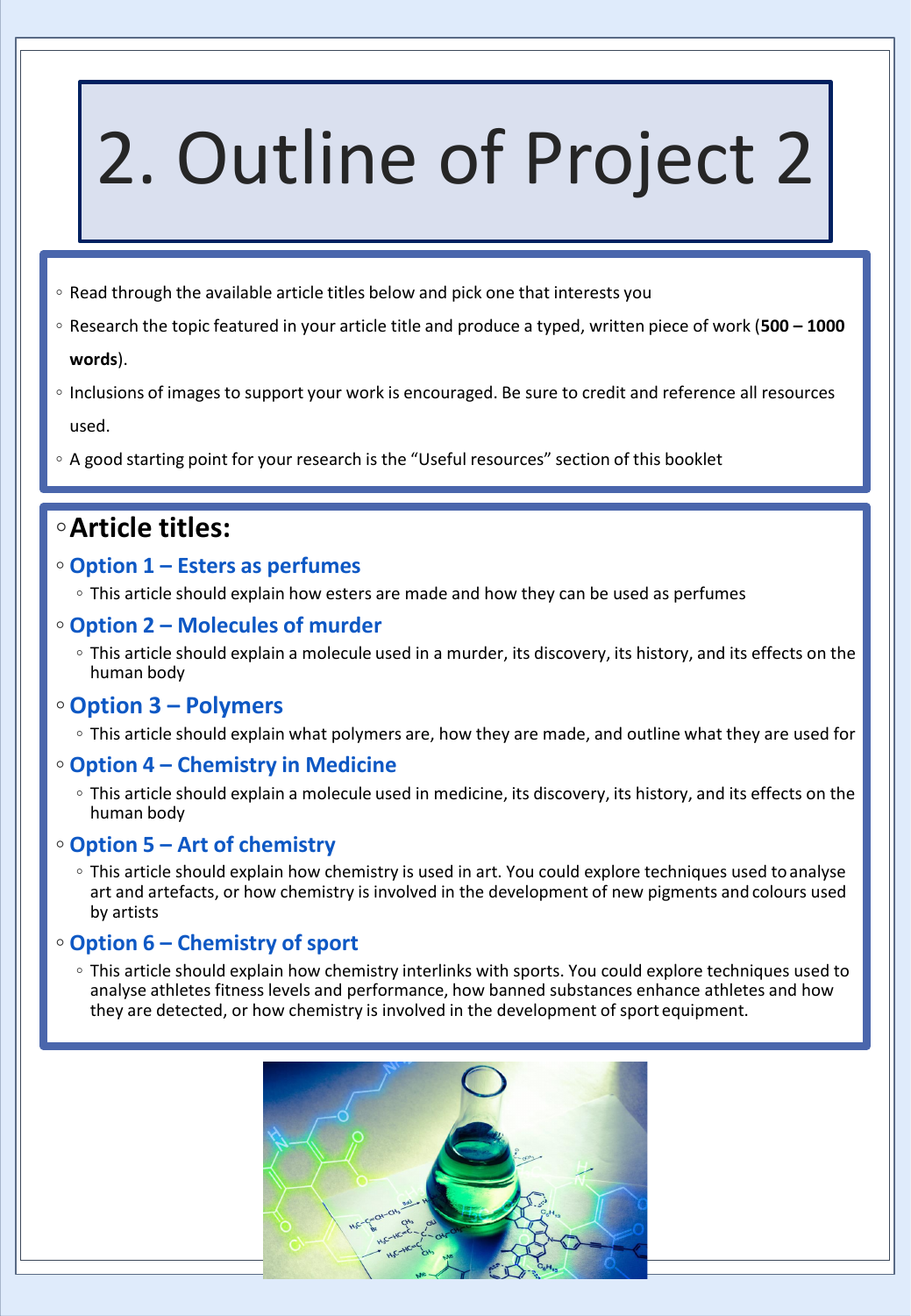# 2. Outline of Project 2

- Read through the available article titles below and pick one that interests you
- Research the topic featured in your article title and produce a typed, written piece of work (**500 – 1000 words**).
- Inclusions of images to support your work is encouraged. Be sure to credit and reference all resources used.
- A good starting point for your research is the "Useful resources" section of this booklet

## Article titles:

### Option 1 – Esters as perfumes

- This article should explain how esters are made and how they can be used as perfumes

### Option 2 – Molecules of murder

- This article should explain a molecule used in a murder, its discovery, its history, and its effects on the human body

### Option 3 – Polymers

- This article should explain what polymers are, how they are made, and outline what they are used for

### Option 4 – Chemistry in Medicine

- This article should explain a molecule used in medicine, its discovery, its history, and its effects on the human body

### Option 5 – Art of chemistry

- This article should explain how chemistry is used in art. You could explore techniques used to analyse art and artefacts, or how chemistry is involved in the development of new pigments and colours used by artists

### Option 6 – Chemistry of sport

- This article should explain how chemistry interlinks with sports. You could explore techniques used to analyse athletes fitness levels and performance, how banned substances enhance athletes and how they are detected, or how chemistry is involved in the development of sport equipment.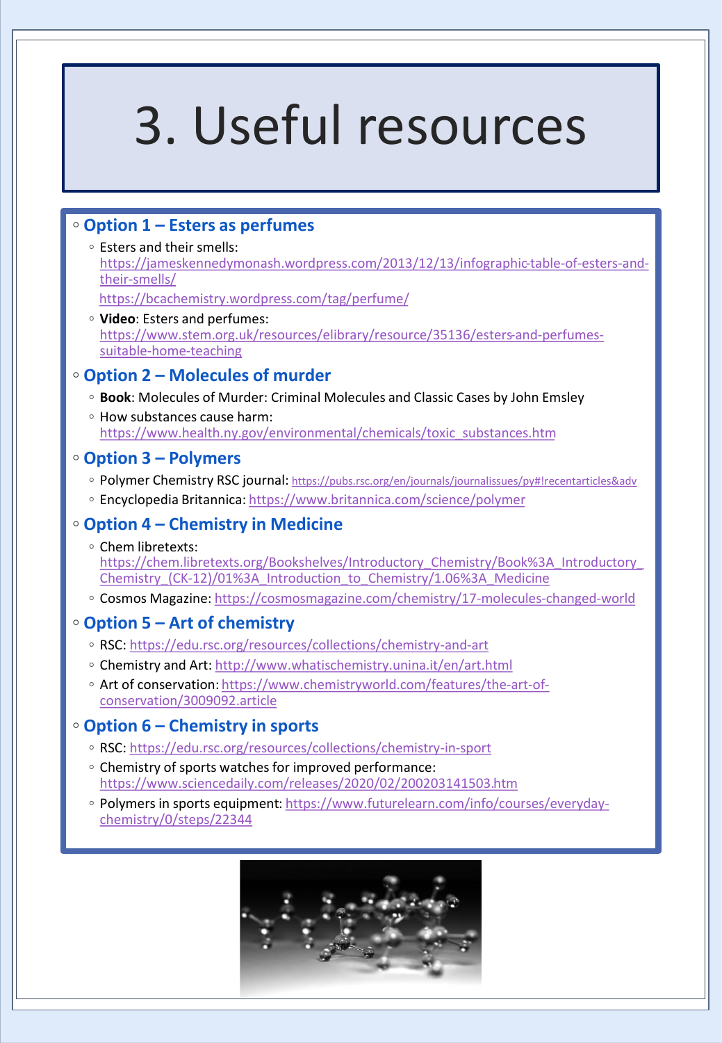# 3. Useful resources

- ## Option 1 – Esters as perfumes
  - Esters and their smells:
    https://jameskennedymonash.wordpress.com/2013/12/13/infographic-table-of-esters-and-their-smells/
    https://bcachemistry.wordpress.com/tag/perfume/
  - **Video**: Esters and perfumes:
    https://www.stem.org.uk/resources/elibrary/resource/35136/esters-and-perfumes-suitable-home-teaching

- ## Option 2 – Molecules of murder
  - **Book**: Molecules of Murder: Criminal Molecules and Classic Cases by John Emsley
  - How substances cause harm:
    https://www.health.ny.gov/environmental/chemicals/toxic_substances.htm

- ## Option 3 – Polymers
  - Polymer Chemistry RSC journal: https://pubs.rsc.org/en/journals/journalissues/py#!recentarticles&adv
  - Encyclopedia Britannica: https://www.britannica.com/science/polymer

- ## Option 4 – Chemistry in Medicine
  - Chem libretexts:
    https://chem.libretexts.org/Bookshelves/Introductory_Chemistry/Book%3A_Introductory_Chemistry_(CK-12)/01%3A_Introduction_to_Chemistry/1.06%3A_Medicine
  - Cosmos Magazine: https://cosmosmagazine.com/chemistry/17-molecules-changed-world

- ## Option 5 – Art of chemistry
  - RSC: https://edu.rsc.org/resources/collections/chemistry-and-art
  - Chemistry and Art: http://www.whatischemistry.unina.it/en/art.html
  - Art of conservation: https://www.chemistryworld.com/features/the-art-of-conservation/3009092.article

- ## Option 6 – Chemistry in sports
  - RSC: https://edu.rsc.org/resources/collections/chemistry-in-sport
  - Chemistry of sports watches for improved performance:
    https://www.sciencedaily.com/releases/2020/02/200203141503.htm
  - Polymers in sports equipment: https://www.futurelearn.com/info/courses/everyday-chemistry/0/steps/22344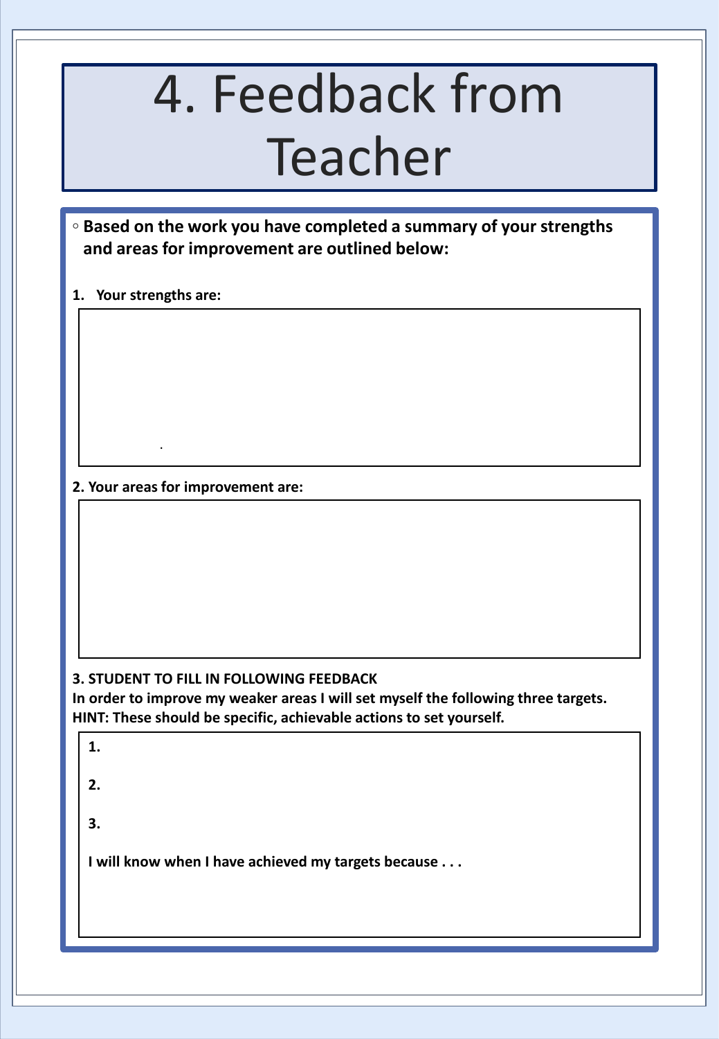# 4. Feedback from Teacher

- **Based on the work you have completed a summary of your strengths and areas for improvement are outlined below:**

**1. Your strengths are:**

**2. Your areas for improvement are:**

**3. STUDENT TO FILL IN FOLLOWING FEEDBACK**
**In order to improve my weaker areas I will set myself the following three targets.**
**HINT: These should be specific, achievable actions to set yourself.**

**1.**

**2.**

**3.**

**I will know when I have achieved my targets because . . .**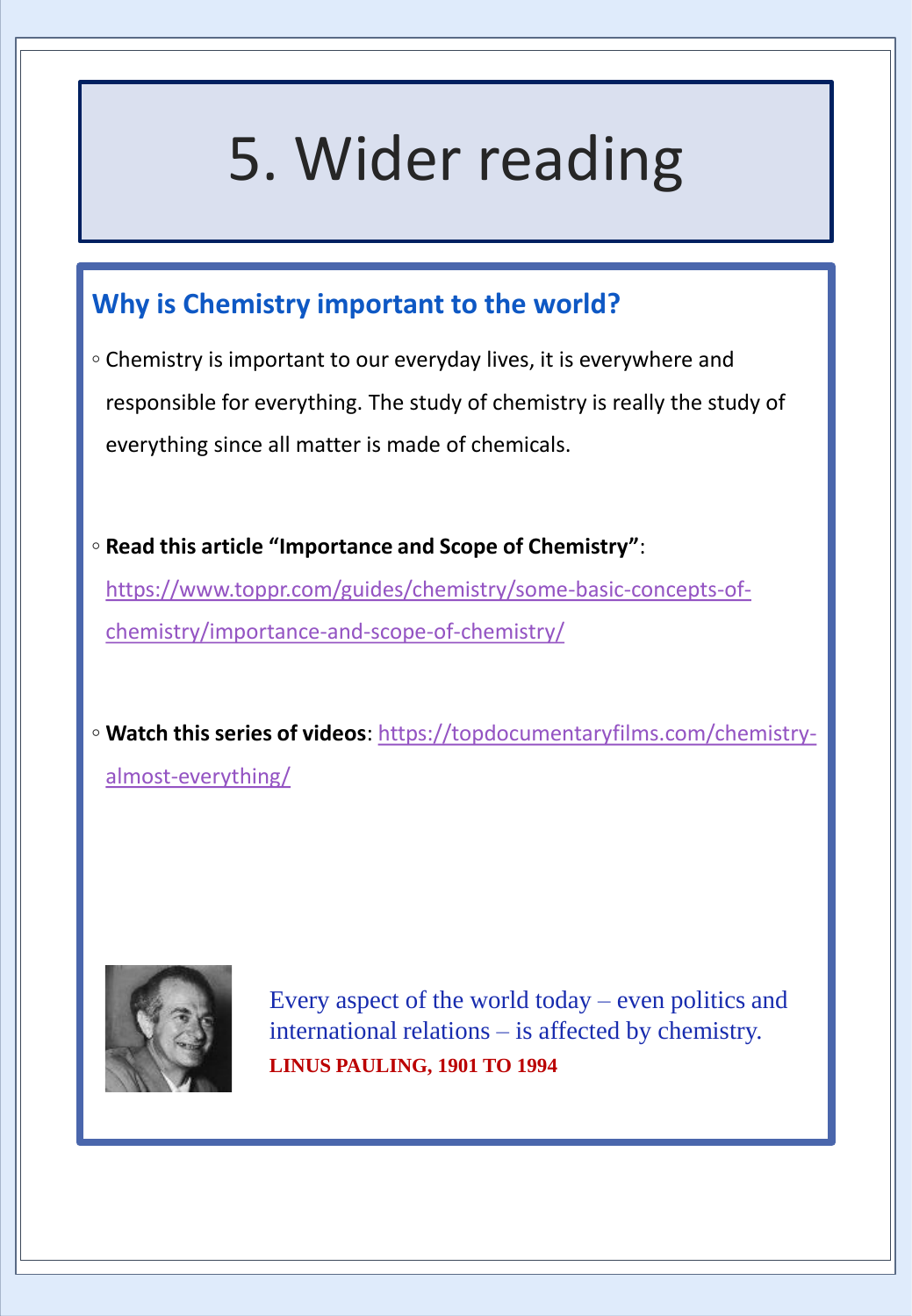# 5. Wider reading

## Why is Chemistry important to the world?

- Chemistry is important to our everyday lives, it is everywhere and responsible for everything. The study of chemistry is really the study of everything since all matter is made of chemicals.

- **Read this article "Importance and Scope of Chemistry"**: https://www.toppr.com/guides/chemistry/some-basic-concepts-of-chemistry/importance-and-scope-of-chemistry/

- **Watch this series of videos**: https://topdocumentaryfilms.com/chemistry-almost-everything/

Every aspect of the world today – even politics and international relations – is affected by chemistry.
**LINUS PAULING, 1901 TO 1994**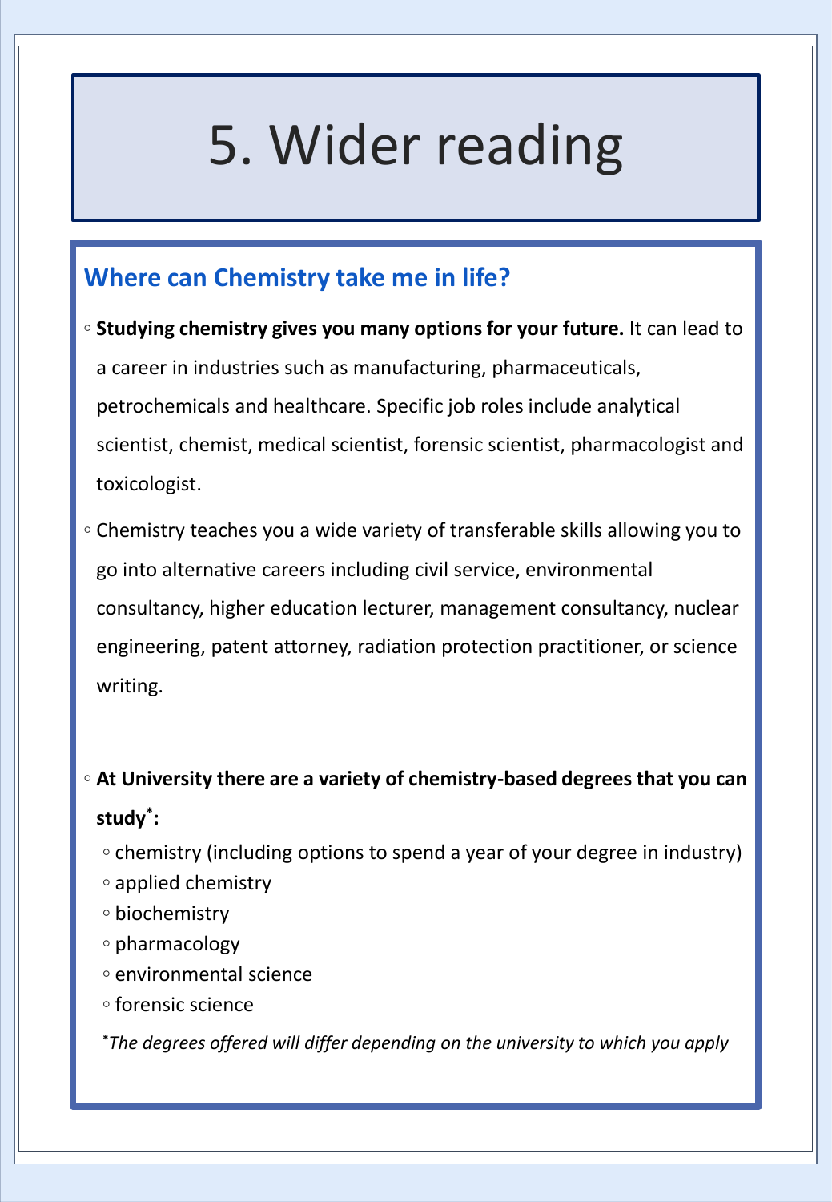# 5. Wider reading

## Where can Chemistry take me in life?

- **Studying chemistry gives you many options for your future.** It can lead to a career in industries such as manufacturing, pharmaceuticals, petrochemicals and healthcare. Specific job roles include analytical scientist, chemist, medical scientist, forensic scientist, pharmacologist and toxicologist.
- Chemistry teaches you a wide variety of transferable skills allowing you to go into alternative careers including civil service, environmental consultancy, higher education lecturer, management consultancy, nuclear engineering, patent attorney, radiation protection practitioner, or science writing.
- **At University there are a variety of chemistry-based degrees that you can study*:**
  - chemistry (including options to spend a year of your degree in industry)
  - applied chemistry
  - biochemistry
  - pharmacology
  - environmental science
  - forensic science

*\*The degrees offered will differ depending on the university to which you apply*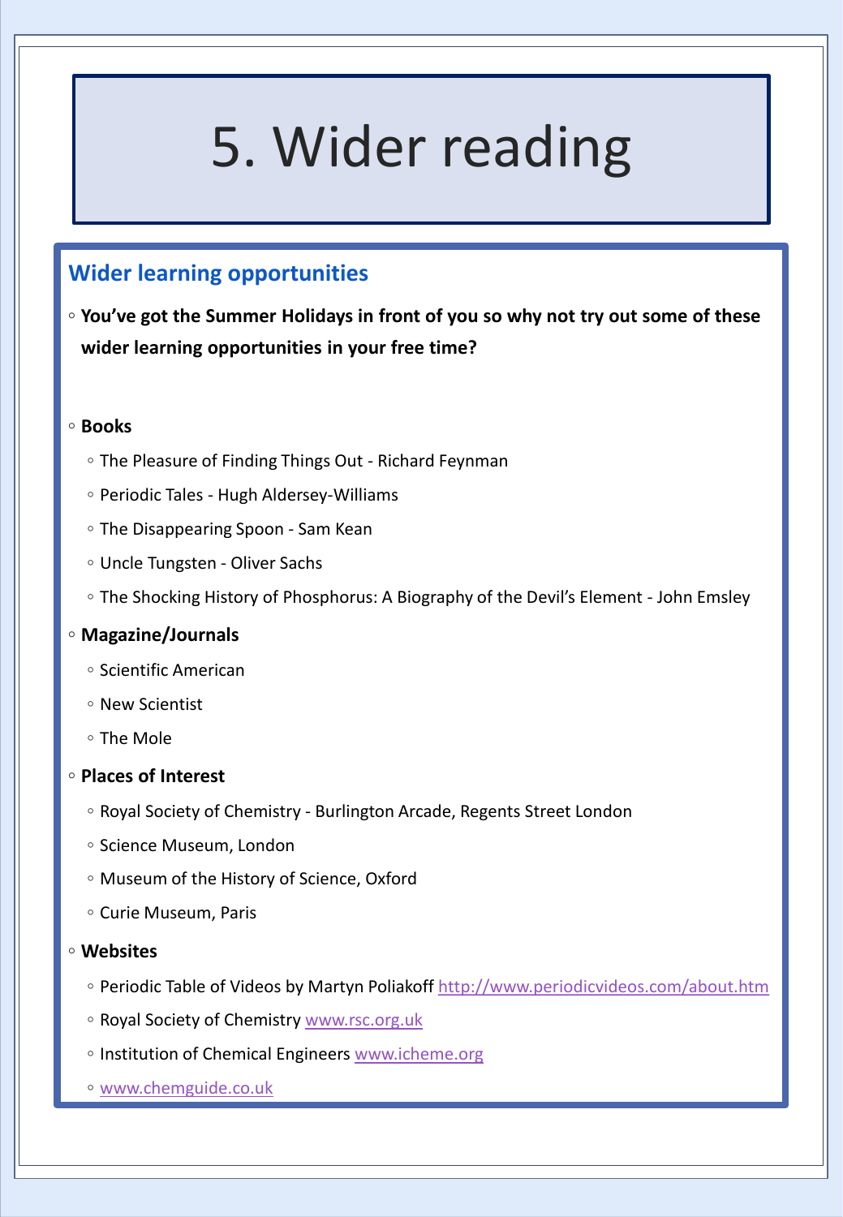# 5. Wider reading

## Wider learning opportunities

- **You've got the Summer Holidays in front of you so why not try out some of these wider learning opportunities in your free time?**

- **Books**
  - The Pleasure of Finding Things Out - Richard Feynman
  - Periodic Tales - Hugh Aldersey-Williams
  - The Disappearing Spoon - Sam Kean
  - Uncle Tungsten - Oliver Sachs
  - The Shocking History of Phosphorus: A Biography of the Devil's Element - John Emsley
- **Magazine/Journals**
  - Scientific American
  - New Scientist
  - The Mole
- **Places of Interest**
  - Royal Society of Chemistry - Burlington Arcade, Regents Street London
  - Science Museum, London
  - Museum of the History of Science, Oxford
  - Curie Museum, Paris
- **Websites**
  - Periodic Table of Videos by Martyn Poliakoff http://www.periodicvideos.com/about.htm
  - Royal Society of Chemistry www.rsc.org.uk
  - Institution of Chemical Engineers www.icheme.org
  - www.chemguide.co.uk